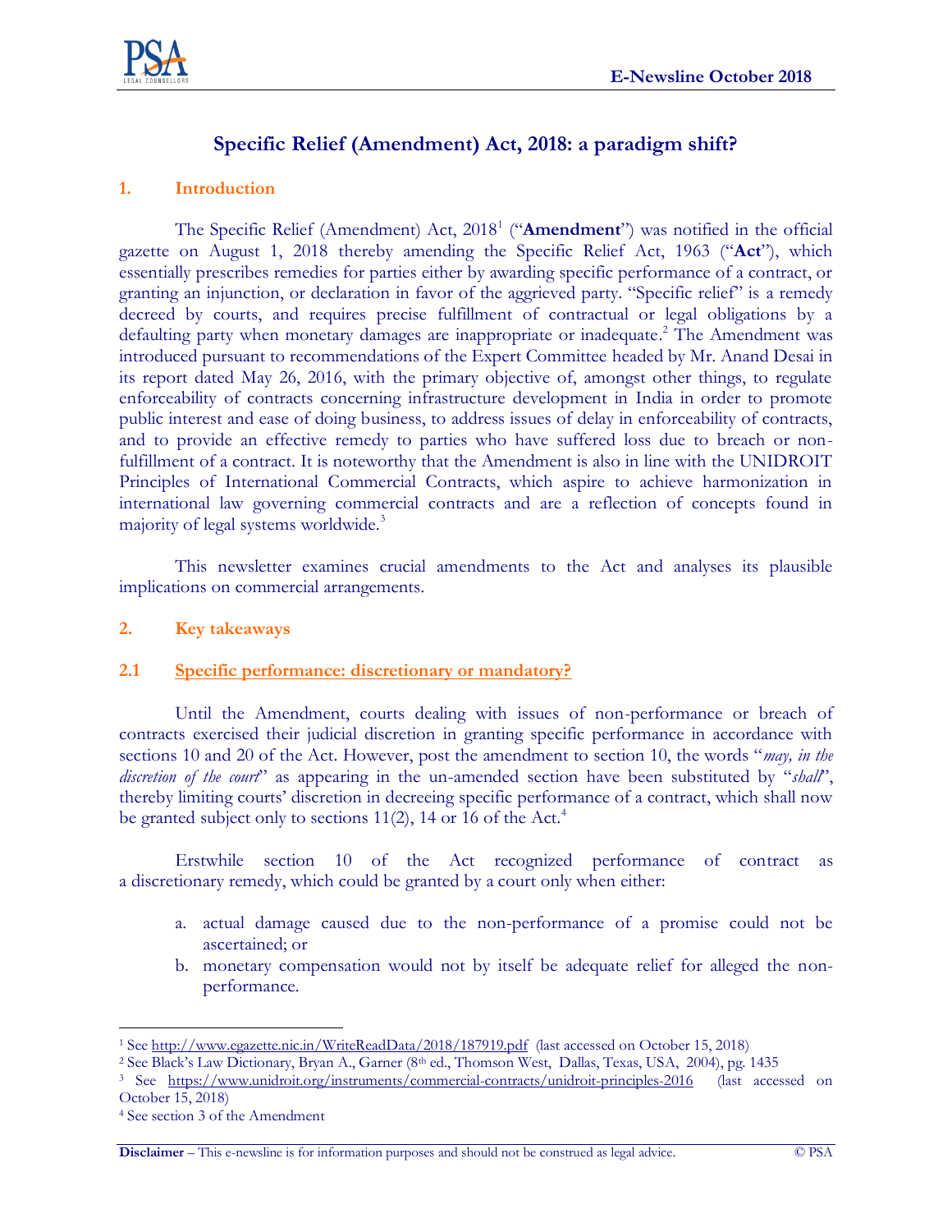# Specific Relief (Amendment) Act, 2018: a paradigm shift?

## 1. Introduction

The Specific Relief (Amendment) Act, 2018[1] ("**Amendment**") was notified in the official gazette on August 1, 2018 thereby amending the Specific Relief Act, 1963 ("**Act**"), which essentially prescribes remedies for parties either by awarding specific performance of a contract, or granting an injunction, or declaration in favor of the aggrieved party. "Specific relief" is a remedy decreed by courts, and requires precise fulfillment of contractual or legal obligations by a defaulting party when monetary damages are inappropriate or inadequate.[2] The Amendment was introduced pursuant to recommendations of the Expert Committee headed by Mr. Anand Desai in its report dated May 26, 2016, with the primary objective of, amongst other things, to regulate enforceability of contracts concerning infrastructure development in India in order to promote public interest and ease of doing business, to address issues of delay in enforceability of contracts, and to provide an effective remedy to parties who have suffered loss due to breach or non-fulfillment of a contract. It is noteworthy that the Amendment is also in line with the UNIDROIT Principles of International Commercial Contracts, which aspire to achieve harmonization in international law governing commercial contracts and are a reflection of concepts found in majority of legal systems worldwide.[3]

This newsletter examines crucial amendments to the Act and analyses its plausible implications on commercial arrangements.

## 2. Key takeaways

### 2.1 Specific performance: discretionary or mandatory?

Until the Amendment, courts dealing with issues of non-performance or breach of contracts exercised their judicial discretion in granting specific performance in accordance with sections 10 and 20 of the Act. However, post the amendment to section 10, the words "*may, in the discretion of the court*" as appearing in the un-amended section have been substituted by "*shall*", thereby limiting courts' discretion in decreeing specific performance of a contract, which shall now be granted subject only to sections 11(2), 14 or 16 of the Act.[4]

Erstwhile section 10 of the Act recognized performance of contract as a discretionary remedy, which could be granted by a court only when either:

a. actual damage caused due to the non-performance of a promise could not be ascertained; or
b. monetary compensation would not by itself be adequate relief for alleged the non-performance.

---

[1] See http://www.egazette.nic.in/WriteReadData/2018/187919.pdf (last accessed on October 15, 2018)

[2] See Black's Law Dictionary, Bryan A., Garner (8th ed., Thomson West, Dallas, Texas, USA, 2004), pg. 1435

[3] See https://www.unidroit.org/instruments/commercial-contracts/unidroit-principles-2016 (last accessed on October 15, 2018)

[4] See section 3 of the Amendment

**Disclaimer** – This e-newsline is for information purposes and should not be construed as legal advice. © PSA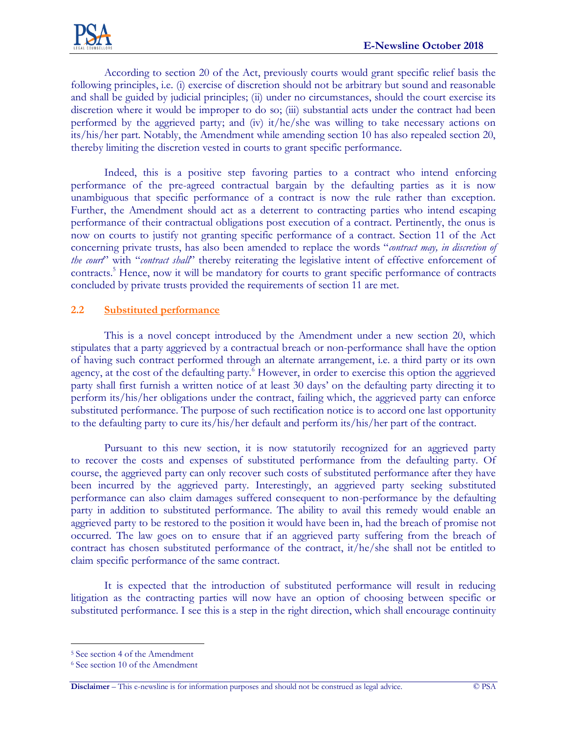According to section 20 of the Act, previously courts would grant specific relief basis the following principles, i.e. (i) exercise of discretion should not be arbitrary but sound and reasonable and shall be guided by judicial principles; (ii) under no circumstances, should the court exercise its discretion where it would be improper to do so; (iii) substantial acts under the contract had been performed by the aggrieved party; and (iv) it/he/she was willing to take necessary actions on its/his/her part. Notably, the Amendment while amending section 10 has also repealed section 20, thereby limiting the discretion vested in courts to grant specific performance.

Indeed, this is a positive step favoring parties to a contract who intend enforcing performance of the pre-agreed contractual bargain by the defaulting parties as it is now unambiguous that specific performance of a contract is now the rule rather than exception. Further, the Amendment should act as a deterrent to contracting parties who intend escaping performance of their contractual obligations post execution of a contract. Pertinently, the onus is now on courts to justify not granting specific performance of a contract. Section 11 of the Act concerning private trusts, has also been amended to replace the words "*contract may, in discretion of the court*" with "*contract shall*" thereby reiterating the legislative intent of effective enforcement of contracts.[5] Hence, now it will be mandatory for courts to grant specific performance of contracts concluded by private trusts provided the requirements of section 11 are met.

## 2.2 Substituted performance

This is a novel concept introduced by the Amendment under a new section 20, which stipulates that a party aggrieved by a contractual breach or non-performance shall have the option of having such contract performed through an alternate arrangement, i.e. a third party or its own agency, at the cost of the defaulting party.[6] However, in order to exercise this option the aggrieved party shall first furnish a written notice of at least 30 days' on the defaulting party directing it to perform its/his/her obligations under the contract, failing which, the aggrieved party can enforce substituted performance. The purpose of such rectification notice is to accord one last opportunity to the defaulting party to cure its/his/her default and perform its/his/her part of the contract.

Pursuant to this new section, it is now statutorily recognized for an aggrieved party to recover the costs and expenses of substituted performance from the defaulting party. Of course, the aggrieved party can only recover such costs of substituted performance after they have been incurred by the aggrieved party. Interestingly, an aggrieved party seeking substituted performance can also claim damages suffered consequent to non-performance by the defaulting party in addition to substituted performance. The ability to avail this remedy would enable an aggrieved party to be restored to the position it would have been in, had the breach of promise not occurred. The law goes on to ensure that if an aggrieved party suffering from the breach of contract has chosen substituted performance of the contract, it/he/she shall not be entitled to claim specific performance of the same contract.

It is expected that the introduction of substituted performance will result in reducing litigation as the contracting parties will now have an option of choosing between specific or substituted performance. I see this is a step in the right direction, which shall encourage continuity

---

[5] See section 4 of the Amendment

[6] See section 10 of the Amendment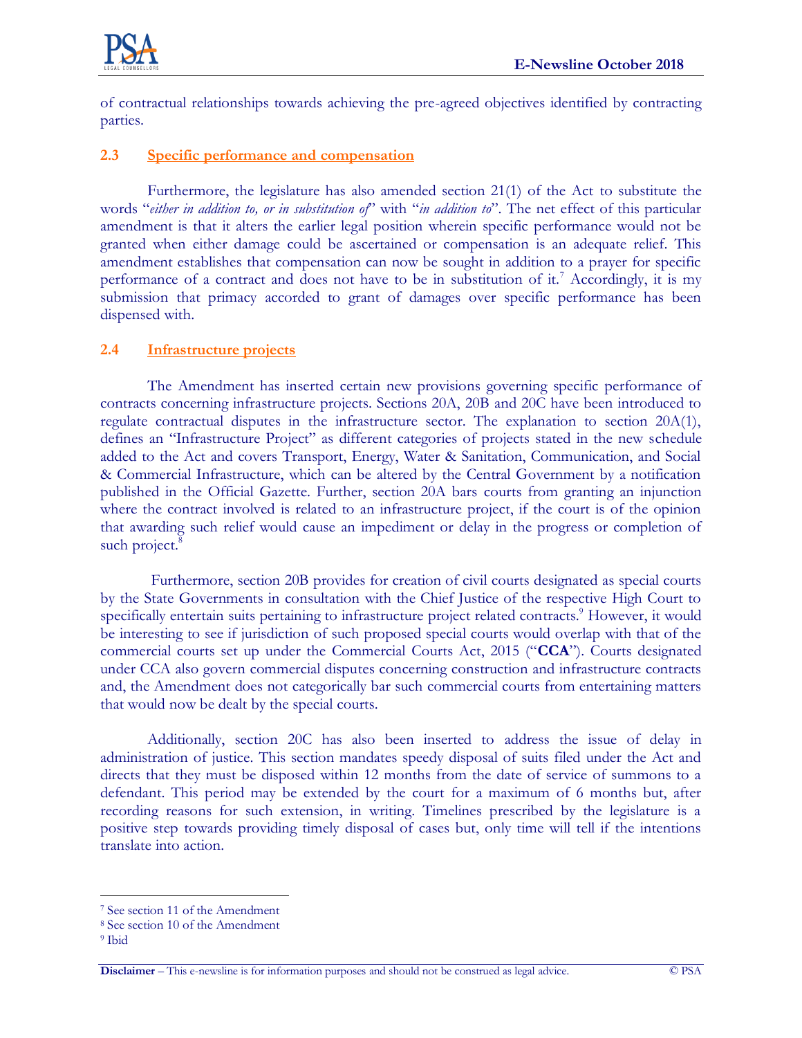of contractual relationships towards achieving the pre-agreed objectives identified by contracting parties.

### 2.3 Specific performance and compensation

Furthermore, the legislature has also amended section 21(1) of the Act to substitute the words "*either in addition to, or in substitution of*" with "*in addition to*". The net effect of this particular amendment is that it alters the earlier legal position wherein specific performance would not be granted when either damage could be ascertained or compensation is an adequate relief. This amendment establishes that compensation can now be sought in addition to a prayer for specific performance of a contract and does not have to be in substitution of it.[7] Accordingly, it is my submission that primacy accorded to grant of damages over specific performance has been dispensed with.

### 2.4 Infrastructure projects

The Amendment has inserted certain new provisions governing specific performance of contracts concerning infrastructure projects. Sections 20A, 20B and 20C have been introduced to regulate contractual disputes in the infrastructure sector. The explanation to section 20A(1), defines an "Infrastructure Project" as different categories of projects stated in the new schedule added to the Act and covers Transport, Energy, Water & Sanitation, Communication, and Social & Commercial Infrastructure, which can be altered by the Central Government by a notification published in the Official Gazette. Further, section 20A bars courts from granting an injunction where the contract involved is related to an infrastructure project, if the court is of the opinion that awarding such relief would cause an impediment or delay in the progress or completion of such project.[8]

Furthermore, section 20B provides for creation of civil courts designated as special courts by the State Governments in consultation with the Chief Justice of the respective High Court to specifically entertain suits pertaining to infrastructure project related contracts.[9] However, it would be interesting to see if jurisdiction of such proposed special courts would overlap with that of the commercial courts set up under the Commercial Courts Act, 2015 ("**CCA**"). Courts designated under CCA also govern commercial disputes concerning construction and infrastructure contracts and, the Amendment does not categorically bar such commercial courts from entertaining matters that would now be dealt by the special courts.

Additionally, section 20C has also been inserted to address the issue of delay in administration of justice. This section mandates speedy disposal of suits filed under the Act and directs that they must be disposed within 12 months from the date of service of summons to a defendant. This period may be extended by the court for a maximum of 6 months but, after recording reasons for such extension, in writing. Timelines prescribed by the legislature is a positive step towards providing timely disposal of cases but, only time will tell if the intentions translate into action.

---

[7] See section 11 of the Amendment

[8] See section 10 of the Amendment

[9] Ibid

**Disclaimer** – This e-newsline is for information purposes and should not be construed as legal advice. © PSA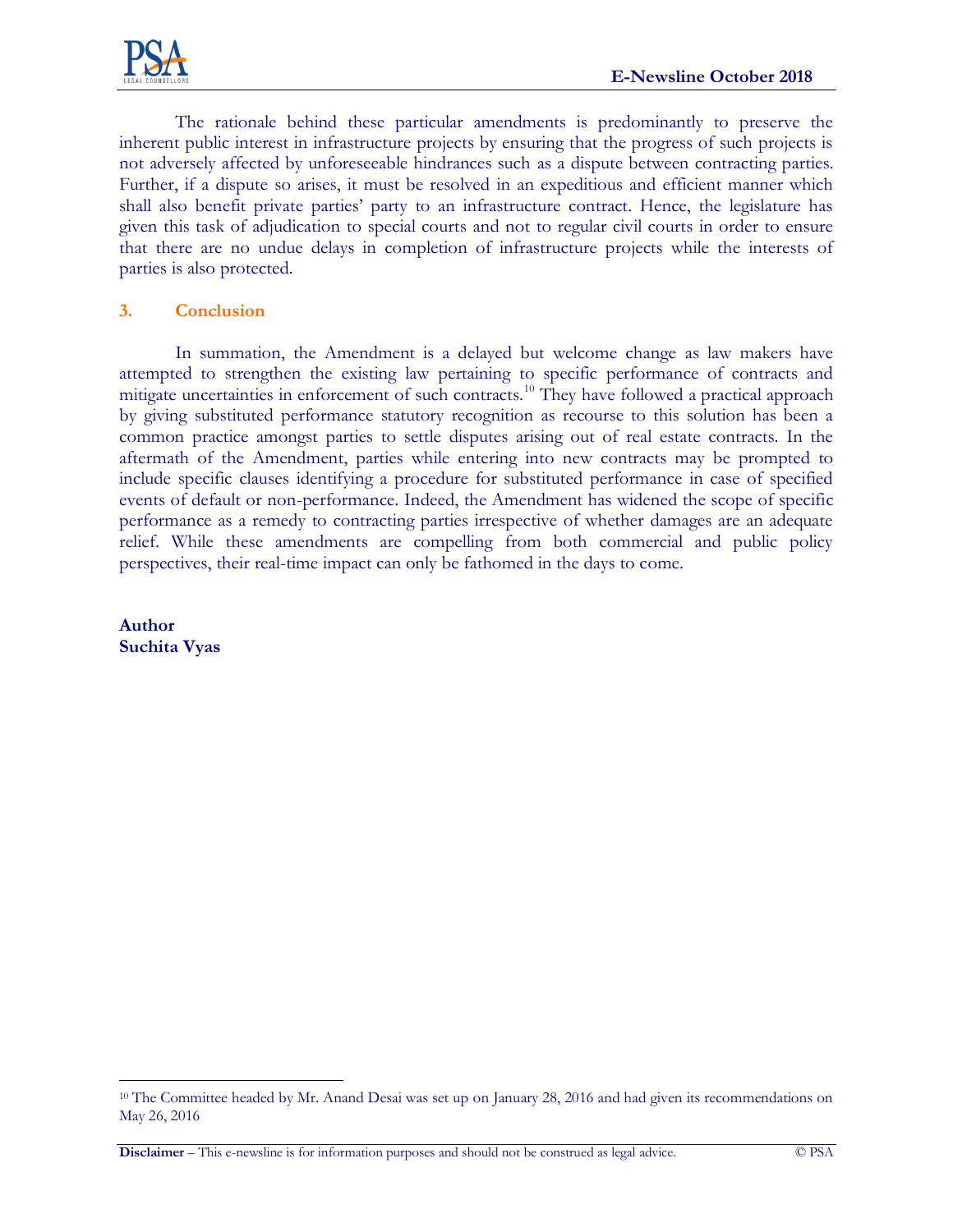The rationale behind these particular amendments is predominantly to preserve the inherent public interest in infrastructure projects by ensuring that the progress of such projects is not adversely affected by unforeseeable hindrances such as a dispute between contracting parties. Further, if a dispute so arises, it must be resolved in an expeditious and efficient manner which shall also benefit private parties' party to an infrastructure contract. Hence, the legislature has given this task of adjudication to special courts and not to regular civil courts in order to ensure that there are no undue delays in completion of infrastructure projects while the interests of parties is also protected.

## 3. Conclusion

In summation, the Amendment is a delayed but welcome change as law makers have attempted to strengthen the existing law pertaining to specific performance of contracts and mitigate uncertainties in enforcement of such contracts.[10] They have followed a practical approach by giving substituted performance statutory recognition as recourse to this solution has been a common practice amongst parties to settle disputes arising out of real estate contracts. In the aftermath of the Amendment, parties while entering into new contracts may be prompted to include specific clauses identifying a procedure for substituted performance in case of specified events of default or non-performance. Indeed, the Amendment has widened the scope of specific performance as a remedy to contracting parties irrespective of whether damages are an adequate relief. While these amendments are compelling from both commercial and public policy perspectives, their real-time impact can only be fathomed in the days to come.

**Author**
**Suchita Vyas**

[10] The Committee headed by Mr. Anand Desai was set up on January 28, 2016 and had given its recommendations on May 26, 2016

**Disclaimer** – This e-newsline is for information purposes and should not be construed as legal advice. © PSA